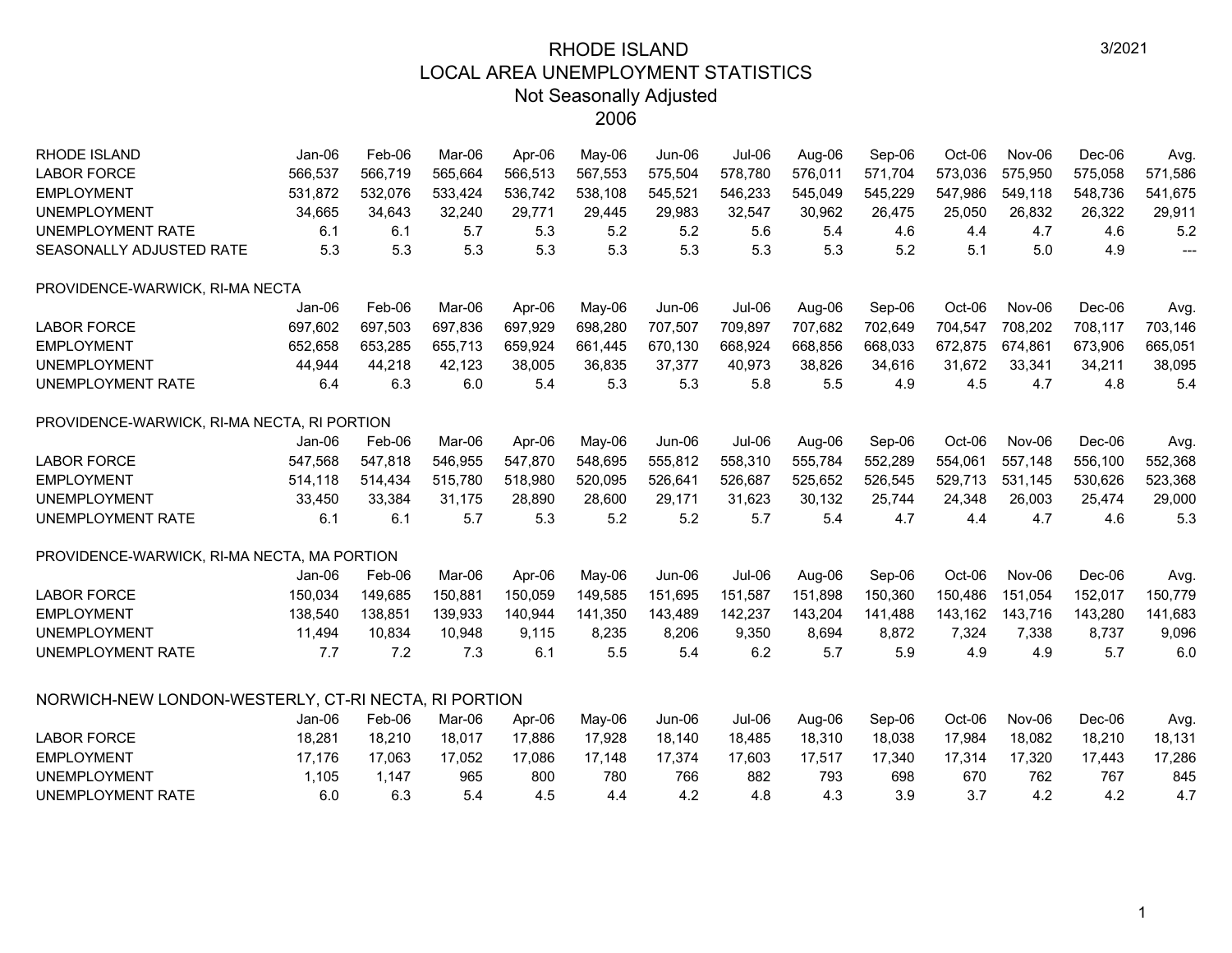# RHODE ISLAND
## LOCAL AREA UNEMPLOYMENT STATISTICS
### Not Seasonally Adjusted
### 2006

3/2021

| RHODE ISLAND | Jan-06 | Feb-06 | Mar-06 | Apr-06 | May-06 | Jun-06 | Jul-06 | Aug-06 | Sep-06 | Oct-06 | Nov-06 | Dec-06 | Avg. |
|---|---|---|---|---|---|---|---|---|---|---|---|---|---|
| LABOR FORCE | 566,537 | 566,719 | 565,664 | 566,513 | 567,553 | 575,504 | 578,780 | 576,011 | 571,704 | 573,036 | 575,950 | 575,058 | 571,586 |
| EMPLOYMENT | 531,872 | 532,076 | 533,424 | 536,742 | 538,108 | 545,521 | 546,233 | 545,049 | 545,229 | 547,986 | 549,118 | 548,736 | 541,675 |
| UNEMPLOYMENT | 34,665 | 34,643 | 32,240 | 29,771 | 29,445 | 29,983 | 32,547 | 30,962 | 26,475 | 25,050 | 26,832 | 26,322 | 29,911 |
| UNEMPLOYMENT RATE | 6.1 | 6.1 | 5.7 | 5.3 | 5.2 | 5.2 | 5.6 | 5.4 | 4.6 | 4.4 | 4.7 | 4.6 | 5.2 |
| SEASONALLY ADJUSTED RATE | 5.3 | 5.3 | 5.3 | 5.3 | 5.3 | 5.3 | 5.3 | 5.3 | 5.2 | 5.1 | 5.0 | 4.9 | --- |

PROVIDENCE-WARWICK, RI-MA NECTA

| | Jan-06 | Feb-06 | Mar-06 | Apr-06 | May-06 | Jun-06 | Jul-06 | Aug-06 | Sep-06 | Oct-06 | Nov-06 | Dec-06 | Avg. |
|---|---|---|---|---|---|---|---|---|---|---|---|---|---|
| LABOR FORCE | 697,602 | 697,503 | 697,836 | 697,929 | 698,280 | 707,507 | 709,897 | 707,682 | 702,649 | 704,547 | 708,202 | 708,117 | 703,146 |
| EMPLOYMENT | 652,658 | 653,285 | 655,713 | 659,924 | 661,445 | 670,130 | 668,924 | 668,856 | 668,033 | 672,875 | 674,861 | 673,906 | 665,051 |
| UNEMPLOYMENT | 44,944 | 44,218 | 42,123 | 38,005 | 36,835 | 37,377 | 40,973 | 38,826 | 34,616 | 31,672 | 33,341 | 34,211 | 38,095 |
| UNEMPLOYMENT RATE | 6.4 | 6.3 | 6.0 | 5.4 | 5.3 | 5.3 | 5.8 | 5.5 | 4.9 | 4.5 | 4.7 | 4.8 | 5.4 |

PROVIDENCE-WARWICK, RI-MA NECTA, RI PORTION

| | Jan-06 | Feb-06 | Mar-06 | Apr-06 | May-06 | Jun-06 | Jul-06 | Aug-06 | Sep-06 | Oct-06 | Nov-06 | Dec-06 | Avg. |
|---|---|---|---|---|---|---|---|---|---|---|---|---|---|
| LABOR FORCE | 547,568 | 547,818 | 546,955 | 547,870 | 548,695 | 555,812 | 558,310 | 555,784 | 552,289 | 554,061 | 557,148 | 556,100 | 552,368 |
| EMPLOYMENT | 514,118 | 514,434 | 515,780 | 518,980 | 520,095 | 526,641 | 526,687 | 525,652 | 526,545 | 529,713 | 531,145 | 530,626 | 523,368 |
| UNEMPLOYMENT | 33,450 | 33,384 | 31,175 | 28,890 | 28,600 | 29,171 | 31,623 | 30,132 | 25,744 | 24,348 | 26,003 | 25,474 | 29,000 |
| UNEMPLOYMENT RATE | 6.1 | 6.1 | 5.7 | 5.3 | 5.2 | 5.2 | 5.7 | 5.4 | 4.7 | 4.4 | 4.7 | 4.6 | 5.3 |

PROVIDENCE-WARWICK, RI-MA NECTA, MA PORTION

| | Jan-06 | Feb-06 | Mar-06 | Apr-06 | May-06 | Jun-06 | Jul-06 | Aug-06 | Sep-06 | Oct-06 | Nov-06 | Dec-06 | Avg. |
|---|---|---|---|---|---|---|---|---|---|---|---|---|---|
| LABOR FORCE | 150,034 | 149,685 | 150,881 | 150,059 | 149,585 | 151,695 | 151,587 | 151,898 | 150,360 | 150,486 | 151,054 | 152,017 | 150,779 |
| EMPLOYMENT | 138,540 | 138,851 | 139,933 | 140,944 | 141,350 | 143,489 | 142,237 | 143,204 | 141,488 | 143,162 | 143,716 | 143,280 | 141,683 |
| UNEMPLOYMENT | 11,494 | 10,834 | 10,948 | 9,115 | 8,235 | 8,206 | 9,350 | 8,694 | 8,872 | 7,324 | 7,338 | 8,737 | 9,096 |
| UNEMPLOYMENT RATE | 7.7 | 7.2 | 7.3 | 6.1 | 5.5 | 5.4 | 6.2 | 5.7 | 5.9 | 4.9 | 4.9 | 5.7 | 6.0 |

NORWICH-NEW LONDON-WESTERLY, CT-RI NECTA, RI PORTION

| | Jan-06 | Feb-06 | Mar-06 | Apr-06 | May-06 | Jun-06 | Jul-06 | Aug-06 | Sep-06 | Oct-06 | Nov-06 | Dec-06 | Avg. |
|---|---|---|---|---|---|---|---|---|---|---|---|---|---|
| LABOR FORCE | 18,281 | 18,210 | 18,017 | 17,886 | 17,928 | 18,140 | 18,485 | 18,310 | 18,038 | 17,984 | 18,082 | 18,210 | 18,131 |
| EMPLOYMENT | 17,176 | 17,063 | 17,052 | 17,086 | 17,148 | 17,374 | 17,603 | 17,517 | 17,340 | 17,314 | 17,320 | 17,443 | 17,286 |
| UNEMPLOYMENT | 1,105 | 1,147 | 965 | 800 | 780 | 766 | 882 | 793 | 698 | 670 | 762 | 767 | 845 |
| UNEMPLOYMENT RATE | 6.0 | 6.3 | 5.4 | 4.5 | 4.4 | 4.2 | 4.8 | 4.3 | 3.9 | 3.7 | 4.2 | 4.2 | 4.7 |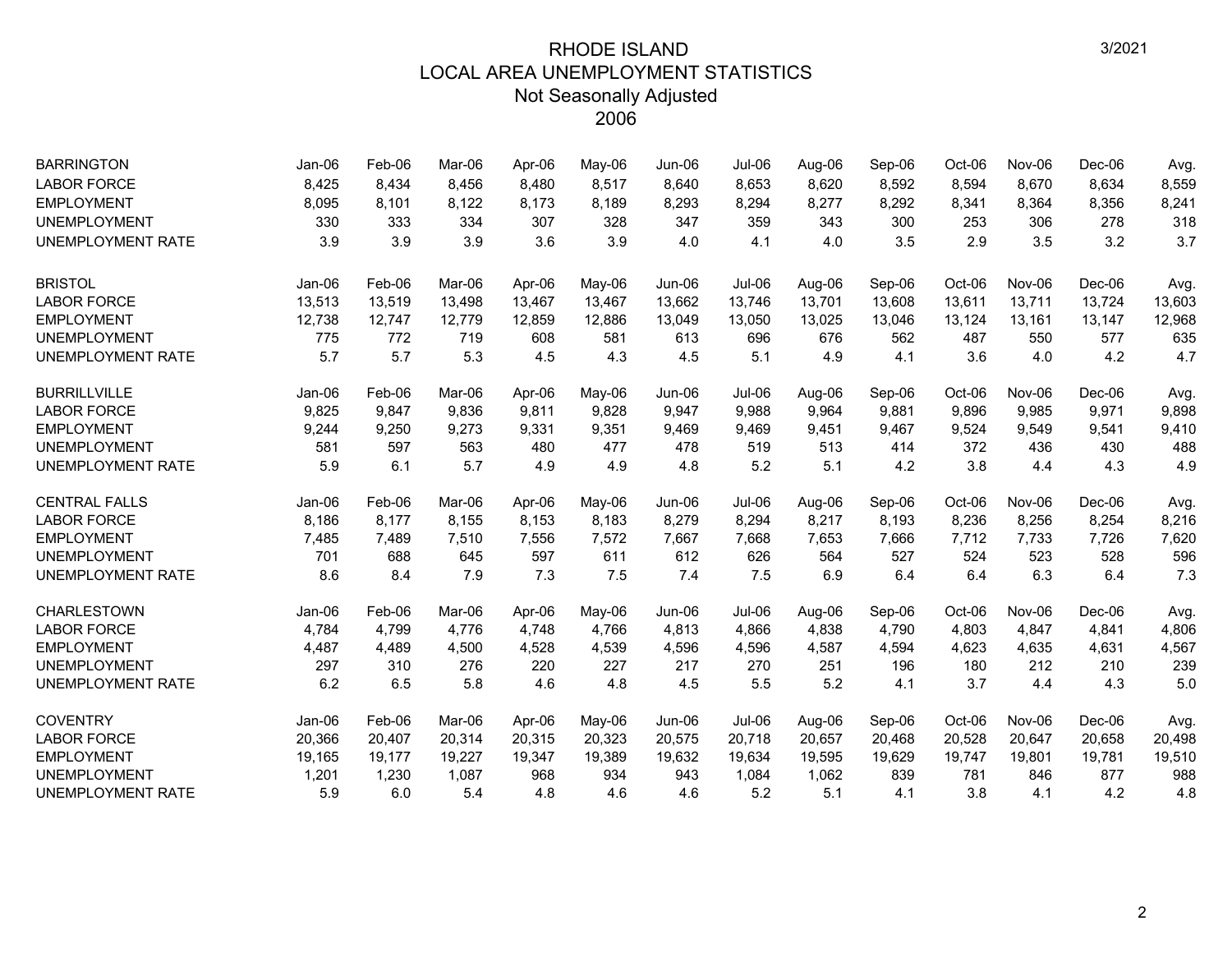# RHODE ISLAND
## LOCAL AREA UNEMPLOYMENT STATISTICS
### Not Seasonally Adjusted
### 2006

| BARRINGTON | Jan-06 | Feb-06 | Mar-06 | Apr-06 | May-06 | Jun-06 | Jul-06 | Aug-06 | Sep-06 | Oct-06 | Nov-06 | Dec-06 | Avg. |
|---|---|---|---|---|---|---|---|---|---|---|---|---|---|
| LABOR FORCE | 8,425 | 8,434 | 8,456 | 8,480 | 8,517 | 8,640 | 8,653 | 8,620 | 8,592 | 8,594 | 8,670 | 8,634 | 8,559 |
| EMPLOYMENT | 8,095 | 8,101 | 8,122 | 8,173 | 8,189 | 8,293 | 8,294 | 8,277 | 8,292 | 8,341 | 8,364 | 8,356 | 8,241 |
| UNEMPLOYMENT | 330 | 333 | 334 | 307 | 328 | 347 | 359 | 343 | 300 | 253 | 306 | 278 | 318 |
| UNEMPLOYMENT RATE | 3.9 | 3.9 | 3.9 | 3.6 | 3.9 | 4.0 | 4.1 | 4.0 | 3.5 | 2.9 | 3.5 | 3.2 | 3.7 |

| BRISTOL | Jan-06 | Feb-06 | Mar-06 | Apr-06 | May-06 | Jun-06 | Jul-06 | Aug-06 | Sep-06 | Oct-06 | Nov-06 | Dec-06 | Avg. |
|---|---|---|---|---|---|---|---|---|---|---|---|---|---|
| LABOR FORCE | 13,513 | 13,519 | 13,498 | 13,467 | 13,467 | 13,662 | 13,746 | 13,701 | 13,608 | 13,611 | 13,711 | 13,724 | 13,603 |
| EMPLOYMENT | 12,738 | 12,747 | 12,779 | 12,859 | 12,886 | 13,049 | 13,050 | 13,025 | 13,046 | 13,124 | 13,161 | 13,147 | 12,968 |
| UNEMPLOYMENT | 775 | 772 | 719 | 608 | 581 | 613 | 696 | 676 | 562 | 487 | 550 | 577 | 635 |
| UNEMPLOYMENT RATE | 5.7 | 5.7 | 5.3 | 4.5 | 4.3 | 4.5 | 5.1 | 4.9 | 4.1 | 3.6 | 4.0 | 4.2 | 4.7 |

| BURRILLVILLE | Jan-06 | Feb-06 | Mar-06 | Apr-06 | May-06 | Jun-06 | Jul-06 | Aug-06 | Sep-06 | Oct-06 | Nov-06 | Dec-06 | Avg. |
|---|---|---|---|---|---|---|---|---|---|---|---|---|---|
| LABOR FORCE | 9,825 | 9,847 | 9,836 | 9,811 | 9,828 | 9,947 | 9,988 | 9,964 | 9,881 | 9,896 | 9,985 | 9,971 | 9,898 |
| EMPLOYMENT | 9,244 | 9,250 | 9,273 | 9,331 | 9,351 | 9,469 | 9,469 | 9,451 | 9,467 | 9,524 | 9,549 | 9,541 | 9,410 |
| UNEMPLOYMENT | 581 | 597 | 563 | 480 | 477 | 478 | 519 | 513 | 414 | 372 | 436 | 430 | 488 |
| UNEMPLOYMENT RATE | 5.9 | 6.1 | 5.7 | 4.9 | 4.9 | 4.8 | 5.2 | 5.1 | 4.2 | 3.8 | 4.4 | 4.3 | 4.9 |

| CENTRAL FALLS | Jan-06 | Feb-06 | Mar-06 | Apr-06 | May-06 | Jun-06 | Jul-06 | Aug-06 | Sep-06 | Oct-06 | Nov-06 | Dec-06 | Avg. |
|---|---|---|---|---|---|---|---|---|---|---|---|---|---|
| LABOR FORCE | 8,186 | 8,177 | 8,155 | 8,153 | 8,183 | 8,279 | 8,294 | 8,217 | 8,193 | 8,236 | 8,256 | 8,254 | 8,216 |
| EMPLOYMENT | 7,485 | 7,489 | 7,510 | 7,556 | 7,572 | 7,667 | 7,668 | 7,653 | 7,666 | 7,712 | 7,733 | 7,726 | 7,620 |
| UNEMPLOYMENT | 701 | 688 | 645 | 597 | 611 | 612 | 626 | 564 | 527 | 524 | 523 | 528 | 596 |
| UNEMPLOYMENT RATE | 8.6 | 8.4 | 7.9 | 7.3 | 7.5 | 7.4 | 7.5 | 6.9 | 6.4 | 6.4 | 6.3 | 6.4 | 7.3 |

| CHARLESTOWN | Jan-06 | Feb-06 | Mar-06 | Apr-06 | May-06 | Jun-06 | Jul-06 | Aug-06 | Sep-06 | Oct-06 | Nov-06 | Dec-06 | Avg. |
|---|---|---|---|---|---|---|---|---|---|---|---|---|---|
| LABOR FORCE | 4,784 | 4,799 | 4,776 | 4,748 | 4,766 | 4,813 | 4,866 | 4,838 | 4,790 | 4,803 | 4,847 | 4,841 | 4,806 |
| EMPLOYMENT | 4,487 | 4,489 | 4,500 | 4,528 | 4,539 | 4,596 | 4,596 | 4,587 | 4,594 | 4,623 | 4,635 | 4,631 | 4,567 |
| UNEMPLOYMENT | 297 | 310 | 276 | 220 | 227 | 217 | 270 | 251 | 196 | 180 | 212 | 210 | 239 |
| UNEMPLOYMENT RATE | 6.2 | 6.5 | 5.8 | 4.6 | 4.8 | 4.5 | 5.5 | 5.2 | 4.1 | 3.7 | 4.4 | 4.3 | 5.0 |

| COVENTRY | Jan-06 | Feb-06 | Mar-06 | Apr-06 | May-06 | Jun-06 | Jul-06 | Aug-06 | Sep-06 | Oct-06 | Nov-06 | Dec-06 | Avg. |
|---|---|---|---|---|---|---|---|---|---|---|---|---|---|
| LABOR FORCE | 20,366 | 20,407 | 20,314 | 20,315 | 20,323 | 20,575 | 20,718 | 20,657 | 20,468 | 20,528 | 20,647 | 20,658 | 20,498 |
| EMPLOYMENT | 19,165 | 19,177 | 19,227 | 19,347 | 19,389 | 19,632 | 19,634 | 19,595 | 19,629 | 19,747 | 19,801 | 19,781 | 19,510 |
| UNEMPLOYMENT | 1,201 | 1,230 | 1,087 | 968 | 934 | 943 | 1,084 | 1,062 | 839 | 781 | 846 | 877 | 988 |
| UNEMPLOYMENT RATE | 5.9 | 6.0 | 5.4 | 4.8 | 4.6 | 4.6 | 5.2 | 5.1 | 4.1 | 3.8 | 4.1 | 4.2 | 4.8 |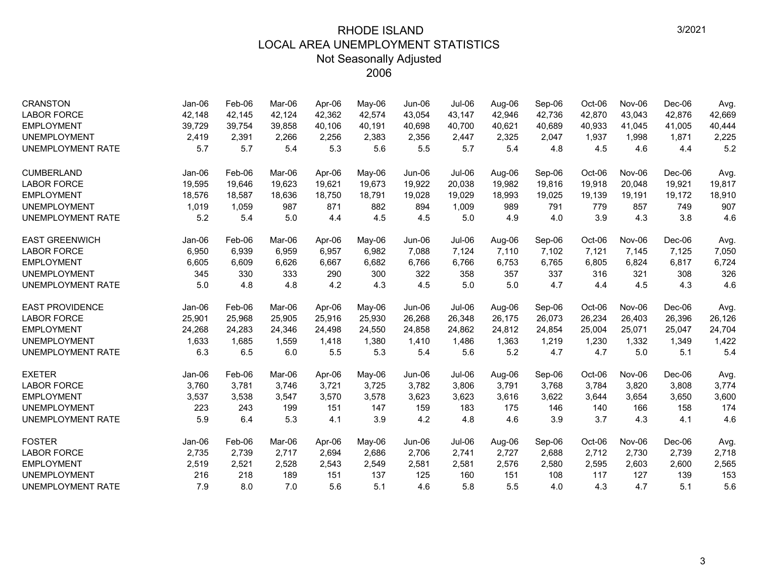# RHODE ISLAND
## LOCAL AREA UNEMPLOYMENT STATISTICS
### Not Seasonally Adjusted
### 2006

3/2021

| CRANSTON | Jan-06 | Feb-06 | Mar-06 | Apr-06 | May-06 | Jun-06 | Jul-06 | Aug-06 | Sep-06 | Oct-06 | Nov-06 | Dec-06 | Avg. |
|---|---|---|---|---|---|---|---|---|---|---|---|---|---|
| LABOR FORCE | 42,148 | 42,145 | 42,124 | 42,362 | 42,574 | 43,054 | 43,147 | 42,946 | 42,736 | 42,870 | 43,043 | 42,876 | 42,669 |
| EMPLOYMENT | 39,729 | 39,754 | 39,858 | 40,106 | 40,191 | 40,698 | 40,700 | 40,621 | 40,689 | 40,933 | 41,045 | 41,005 | 40,444 |
| UNEMPLOYMENT | 2,419 | 2,391 | 2,266 | 2,256 | 2,383 | 2,356 | 2,447 | 2,325 | 2,047 | 1,937 | 1,998 | 1,871 | 2,225 |
| UNEMPLOYMENT RATE | 5.7 | 5.7 | 5.4 | 5.3 | 5.6 | 5.5 | 5.7 | 5.4 | 4.8 | 4.5 | 4.6 | 4.4 | 5.2 |

| CUMBERLAND | Jan-06 | Feb-06 | Mar-06 | Apr-06 | May-06 | Jun-06 | Jul-06 | Aug-06 | Sep-06 | Oct-06 | Nov-06 | Dec-06 | Avg. |
|---|---|---|---|---|---|---|---|---|---|---|---|---|---|
| LABOR FORCE | 19,595 | 19,646 | 19,623 | 19,621 | 19,673 | 19,922 | 20,038 | 19,982 | 19,816 | 19,918 | 20,048 | 19,921 | 19,817 |
| EMPLOYMENT | 18,576 | 18,587 | 18,636 | 18,750 | 18,791 | 19,028 | 19,029 | 18,993 | 19,025 | 19,139 | 19,191 | 19,172 | 18,910 |
| UNEMPLOYMENT | 1,019 | 1,059 | 987 | 871 | 882 | 894 | 1,009 | 989 | 791 | 779 | 857 | 749 | 907 |
| UNEMPLOYMENT RATE | 5.2 | 5.4 | 5.0 | 4.4 | 4.5 | 4.5 | 5.0 | 4.9 | 4.0 | 3.9 | 4.3 | 3.8 | 4.6 |

| EAST GREENWICH | Jan-06 | Feb-06 | Mar-06 | Apr-06 | May-06 | Jun-06 | Jul-06 | Aug-06 | Sep-06 | Oct-06 | Nov-06 | Dec-06 | Avg. |
|---|---|---|---|---|---|---|---|---|---|---|---|---|---|
| LABOR FORCE | 6,950 | 6,939 | 6,959 | 6,957 | 6,982 | 7,088 | 7,124 | 7,110 | 7,102 | 7,121 | 7,145 | 7,125 | 7,050 |
| EMPLOYMENT | 6,605 | 6,609 | 6,626 | 6,667 | 6,682 | 6,766 | 6,766 | 6,753 | 6,765 | 6,805 | 6,824 | 6,817 | 6,724 |
| UNEMPLOYMENT | 345 | 330 | 333 | 290 | 300 | 322 | 358 | 357 | 337 | 316 | 321 | 308 | 326 |
| UNEMPLOYMENT RATE | 5.0 | 4.8 | 4.8 | 4.2 | 4.3 | 4.5 | 5.0 | 5.0 | 4.7 | 4.4 | 4.5 | 4.3 | 4.6 |

| EAST PROVIDENCE | Jan-06 | Feb-06 | Mar-06 | Apr-06 | May-06 | Jun-06 | Jul-06 | Aug-06 | Sep-06 | Oct-06 | Nov-06 | Dec-06 | Avg. |
|---|---|---|---|---|---|---|---|---|---|---|---|---|---|
| LABOR FORCE | 25,901 | 25,968 | 25,905 | 25,916 | 25,930 | 26,268 | 26,348 | 26,175 | 26,073 | 26,234 | 26,403 | 26,396 | 26,126 |
| EMPLOYMENT | 24,268 | 24,283 | 24,346 | 24,498 | 24,550 | 24,858 | 24,862 | 24,812 | 24,854 | 25,004 | 25,071 | 25,047 | 24,704 |
| UNEMPLOYMENT | 1,633 | 1,685 | 1,559 | 1,418 | 1,380 | 1,410 | 1,486 | 1,363 | 1,219 | 1,230 | 1,332 | 1,349 | 1,422 |
| UNEMPLOYMENT RATE | 6.3 | 6.5 | 6.0 | 5.5 | 5.3 | 5.4 | 5.6 | 5.2 | 4.7 | 4.7 | 5.0 | 5.1 | 5.4 |

| EXETER | Jan-06 | Feb-06 | Mar-06 | Apr-06 | May-06 | Jun-06 | Jul-06 | Aug-06 | Sep-06 | Oct-06 | Nov-06 | Dec-06 | Avg. |
|---|---|---|---|---|---|---|---|---|---|---|---|---|---|
| LABOR FORCE | 3,760 | 3,781 | 3,746 | 3,721 | 3,725 | 3,782 | 3,806 | 3,791 | 3,768 | 3,784 | 3,820 | 3,808 | 3,774 |
| EMPLOYMENT | 3,537 | 3,538 | 3,547 | 3,570 | 3,578 | 3,623 | 3,623 | 3,616 | 3,622 | 3,644 | 3,654 | 3,650 | 3,600 |
| UNEMPLOYMENT | 223 | 243 | 199 | 151 | 147 | 159 | 183 | 175 | 146 | 140 | 166 | 158 | 174 |
| UNEMPLOYMENT RATE | 5.9 | 6.4 | 5.3 | 4.1 | 3.9 | 4.2 | 4.8 | 4.6 | 3.9 | 3.7 | 4.3 | 4.1 | 4.6 |

| FOSTER | Jan-06 | Feb-06 | Mar-06 | Apr-06 | May-06 | Jun-06 | Jul-06 | Aug-06 | Sep-06 | Oct-06 | Nov-06 | Dec-06 | Avg. |
|---|---|---|---|---|---|---|---|---|---|---|---|---|---|
| LABOR FORCE | 2,735 | 2,739 | 2,717 | 2,694 | 2,686 | 2,706 | 2,741 | 2,727 | 2,688 | 2,712 | 2,730 | 2,739 | 2,718 |
| EMPLOYMENT | 2,519 | 2,521 | 2,528 | 2,543 | 2,549 | 2,581 | 2,581 | 2,576 | 2,580 | 2,595 | 2,603 | 2,600 | 2,565 |
| UNEMPLOYMENT | 216 | 218 | 189 | 151 | 137 | 125 | 160 | 151 | 108 | 117 | 127 | 139 | 153 |
| UNEMPLOYMENT RATE | 7.9 | 8.0 | 7.0 | 5.6 | 5.1 | 4.6 | 5.8 | 5.5 | 4.0 | 4.3 | 4.7 | 5.1 | 5.6 |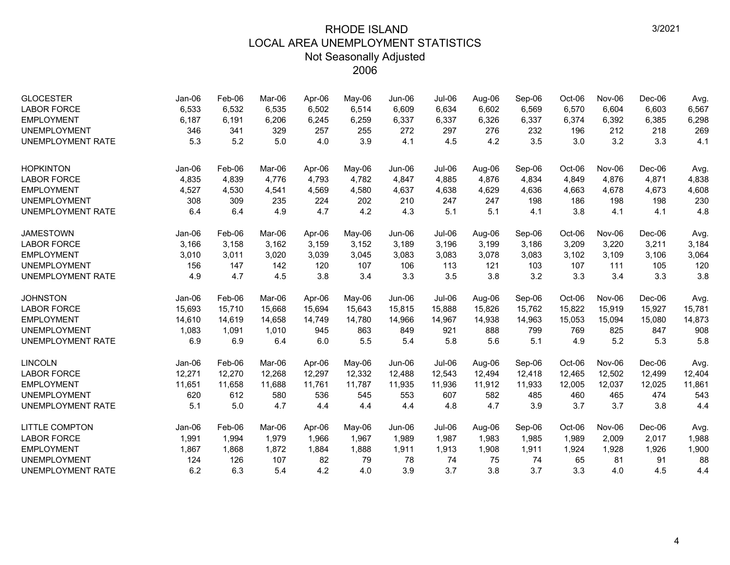# RHODE ISLAND
## LOCAL AREA UNEMPLOYMENT STATISTICS
### Not Seasonally Adjusted
### 2006

| GLOCESTER | Jan-06 | Feb-06 | Mar-06 | Apr-06 | May-06 | Jun-06 | Jul-06 | Aug-06 | Sep-06 | Oct-06 | Nov-06 | Dec-06 | Avg. |
|---|---|---|---|---|---|---|---|---|---|---|---|---|---|
| LABOR FORCE | 6,533 | 6,532 | 6,535 | 6,502 | 6,514 | 6,609 | 6,634 | 6,602 | 6,569 | 6,570 | 6,604 | 6,603 | 6,567 |
| EMPLOYMENT | 6,187 | 6,191 | 6,206 | 6,245 | 6,259 | 6,337 | 6,337 | 6,326 | 6,337 | 6,374 | 6,392 | 6,385 | 6,298 |
| UNEMPLOYMENT | 346 | 341 | 329 | 257 | 255 | 272 | 297 | 276 | 232 | 196 | 212 | 218 | 269 |
| UNEMPLOYMENT RATE | 5.3 | 5.2 | 5.0 | 4.0 | 3.9 | 4.1 | 4.5 | 4.2 | 3.5 | 3.0 | 3.2 | 3.3 | 4.1 |

| HOPKINTON | Jan-06 | Feb-06 | Mar-06 | Apr-06 | May-06 | Jun-06 | Jul-06 | Aug-06 | Sep-06 | Oct-06 | Nov-06 | Dec-06 | Avg. |
|---|---|---|---|---|---|---|---|---|---|---|---|---|---|
| LABOR FORCE | 4,835 | 4,839 | 4,776 | 4,793 | 4,782 | 4,847 | 4,885 | 4,876 | 4,834 | 4,849 | 4,876 | 4,871 | 4,838 |
| EMPLOYMENT | 4,527 | 4,530 | 4,541 | 4,569 | 4,580 | 4,637 | 4,638 | 4,629 | 4,636 | 4,663 | 4,678 | 4,673 | 4,608 |
| UNEMPLOYMENT | 308 | 309 | 235 | 224 | 202 | 210 | 247 | 247 | 198 | 186 | 198 | 198 | 230 |
| UNEMPLOYMENT RATE | 6.4 | 6.4 | 4.9 | 4.7 | 4.2 | 4.3 | 5.1 | 5.1 | 4.1 | 3.8 | 4.1 | 4.1 | 4.8 |

| JAMESTOWN | Jan-06 | Feb-06 | Mar-06 | Apr-06 | May-06 | Jun-06 | Jul-06 | Aug-06 | Sep-06 | Oct-06 | Nov-06 | Dec-06 | Avg. |
|---|---|---|---|---|---|---|---|---|---|---|---|---|---|
| LABOR FORCE | 3,166 | 3,158 | 3,162 | 3,159 | 3,152 | 3,189 | 3,196 | 3,199 | 3,186 | 3,209 | 3,220 | 3,211 | 3,184 |
| EMPLOYMENT | 3,010 | 3,011 | 3,020 | 3,039 | 3,045 | 3,083 | 3,083 | 3,078 | 3,083 | 3,102 | 3,109 | 3,106 | 3,064 |
| UNEMPLOYMENT | 156 | 147 | 142 | 120 | 107 | 106 | 113 | 121 | 103 | 107 | 111 | 105 | 120 |
| UNEMPLOYMENT RATE | 4.9 | 4.7 | 4.5 | 3.8 | 3.4 | 3.3 | 3.5 | 3.8 | 3.2 | 3.3 | 3.4 | 3.3 | 3.8 |

| JOHNSTON | Jan-06 | Feb-06 | Mar-06 | Apr-06 | May-06 | Jun-06 | Jul-06 | Aug-06 | Sep-06 | Oct-06 | Nov-06 | Dec-06 | Avg. |
|---|---|---|---|---|---|---|---|---|---|---|---|---|---|
| LABOR FORCE | 15,693 | 15,710 | 15,668 | 15,694 | 15,643 | 15,815 | 15,888 | 15,826 | 15,762 | 15,822 | 15,919 | 15,927 | 15,781 |
| EMPLOYMENT | 14,610 | 14,619 | 14,658 | 14,749 | 14,780 | 14,966 | 14,967 | 14,938 | 14,963 | 15,053 | 15,094 | 15,080 | 14,873 |
| UNEMPLOYMENT | 1,083 | 1,091 | 1,010 | 945 | 863 | 849 | 921 | 888 | 799 | 769 | 825 | 847 | 908 |
| UNEMPLOYMENT RATE | 6.9 | 6.9 | 6.4 | 6.0 | 5.5 | 5.4 | 5.8 | 5.6 | 5.1 | 4.9 | 5.2 | 5.3 | 5.8 |

| LINCOLN | Jan-06 | Feb-06 | Mar-06 | Apr-06 | May-06 | Jun-06 | Jul-06 | Aug-06 | Sep-06 | Oct-06 | Nov-06 | Dec-06 | Avg. |
|---|---|---|---|---|---|---|---|---|---|---|---|---|---|
| LABOR FORCE | 12,271 | 12,270 | 12,268 | 12,297 | 12,332 | 12,488 | 12,543 | 12,494 | 12,418 | 12,465 | 12,502 | 12,499 | 12,404 |
| EMPLOYMENT | 11,651 | 11,658 | 11,688 | 11,761 | 11,787 | 11,935 | 11,936 | 11,912 | 11,933 | 12,005 | 12,037 | 12,025 | 11,861 |
| UNEMPLOYMENT | 620 | 612 | 580 | 536 | 545 | 553 | 607 | 582 | 485 | 460 | 465 | 474 | 543 |
| UNEMPLOYMENT RATE | 5.1 | 5.0 | 4.7 | 4.4 | 4.4 | 4.4 | 4.8 | 4.7 | 3.9 | 3.7 | 3.7 | 3.8 | 4.4 |

| LITTLE COMPTON | Jan-06 | Feb-06 | Mar-06 | Apr-06 | May-06 | Jun-06 | Jul-06 | Aug-06 | Sep-06 | Oct-06 | Nov-06 | Dec-06 | Avg. |
|---|---|---|---|---|---|---|---|---|---|---|---|---|---|
| LABOR FORCE | 1,991 | 1,994 | 1,979 | 1,966 | 1,967 | 1,989 | 1,987 | 1,983 | 1,985 | 1,989 | 2,009 | 2,017 | 1,988 |
| EMPLOYMENT | 1,867 | 1,868 | 1,872 | 1,884 | 1,888 | 1,911 | 1,913 | 1,908 | 1,911 | 1,924 | 1,928 | 1,926 | 1,900 |
| UNEMPLOYMENT | 124 | 126 | 107 | 82 | 79 | 78 | 74 | 75 | 74 | 65 | 81 | 91 | 88 |
| UNEMPLOYMENT RATE | 6.2 | 6.3 | 5.4 | 4.2 | 4.0 | 3.9 | 3.7 | 3.8 | 3.7 | 3.3 | 4.0 | 4.5 | 4.4 |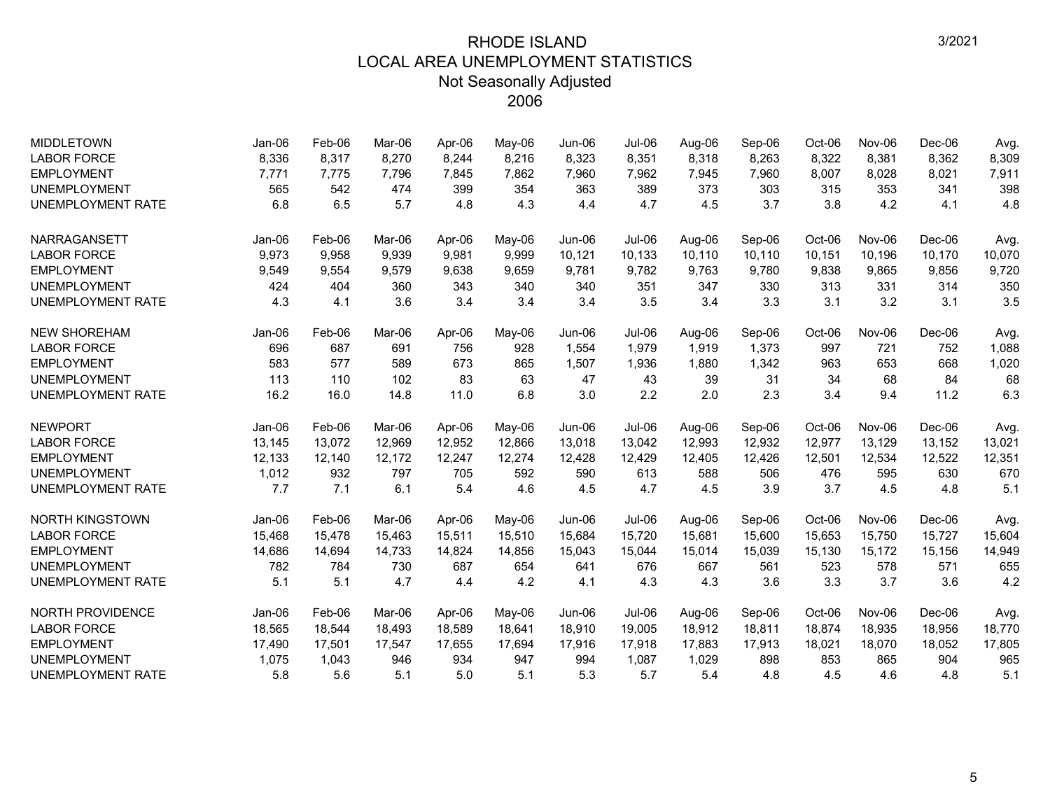# RHODE ISLAND
## LOCAL AREA UNEMPLOYMENT STATISTICS
### Not Seasonally Adjusted
### 2006

3/2021

| MIDDLETOWN | Jan-06 | Feb-06 | Mar-06 | Apr-06 | May-06 | Jun-06 | Jul-06 | Aug-06 | Sep-06 | Oct-06 | Nov-06 | Dec-06 | Avg. |
|---|---|---|---|---|---|---|---|---|---|---|---|---|---|
| LABOR FORCE | 8,336 | 8,317 | 8,270 | 8,244 | 8,216 | 8,323 | 8,351 | 8,318 | 8,263 | 8,322 | 8,381 | 8,362 | 8,309 |
| EMPLOYMENT | 7,771 | 7,775 | 7,796 | 7,845 | 7,862 | 7,960 | 7,962 | 7,945 | 7,960 | 8,007 | 8,028 | 8,021 | 7,911 |
| UNEMPLOYMENT | 565 | 542 | 474 | 399 | 354 | 363 | 389 | 373 | 303 | 315 | 353 | 341 | 398 |
| UNEMPLOYMENT RATE | 6.8 | 6.5 | 5.7 | 4.8 | 4.3 | 4.4 | 4.7 | 4.5 | 3.7 | 3.8 | 4.2 | 4.1 | 4.8 |

| NARRAGANSETT | Jan-06 | Feb-06 | Mar-06 | Apr-06 | May-06 | Jun-06 | Jul-06 | Aug-06 | Sep-06 | Oct-06 | Nov-06 | Dec-06 | Avg. |
|---|---|---|---|---|---|---|---|---|---|---|---|---|---|
| LABOR FORCE | 9,973 | 9,958 | 9,939 | 9,981 | 9,999 | 10,121 | 10,133 | 10,110 | 10,110 | 10,151 | 10,196 | 10,170 | 10,070 |
| EMPLOYMENT | 9,549 | 9,554 | 9,579 | 9,638 | 9,659 | 9,781 | 9,782 | 9,763 | 9,780 | 9,838 | 9,865 | 9,856 | 9,720 |
| UNEMPLOYMENT | 424 | 404 | 360 | 343 | 340 | 340 | 351 | 347 | 330 | 313 | 331 | 314 | 350 |
| UNEMPLOYMENT RATE | 4.3 | 4.1 | 3.6 | 3.4 | 3.4 | 3.4 | 3.5 | 3.4 | 3.3 | 3.1 | 3.2 | 3.1 | 3.5 |

| NEW SHOREHAM | Jan-06 | Feb-06 | Mar-06 | Apr-06 | May-06 | Jun-06 | Jul-06 | Aug-06 | Sep-06 | Oct-06 | Nov-06 | Dec-06 | Avg. |
|---|---|---|---|---|---|---|---|---|---|---|---|---|---|
| LABOR FORCE | 696 | 687 | 691 | 756 | 928 | 1,554 | 1,979 | 1,919 | 1,373 | 997 | 721 | 752 | 1,088 |
| EMPLOYMENT | 583 | 577 | 589 | 673 | 865 | 1,507 | 1,936 | 1,880 | 1,342 | 963 | 653 | 668 | 1,020 |
| UNEMPLOYMENT | 113 | 110 | 102 | 83 | 63 | 47 | 43 | 39 | 31 | 34 | 68 | 84 | 68 |
| UNEMPLOYMENT RATE | 16.2 | 16.0 | 14.8 | 11.0 | 6.8 | 3.0 | 2.2 | 2.0 | 2.3 | 3.4 | 9.4 | 11.2 | 6.3 |

| NEWPORT | Jan-06 | Feb-06 | Mar-06 | Apr-06 | May-06 | Jun-06 | Jul-06 | Aug-06 | Sep-06 | Oct-06 | Nov-06 | Dec-06 | Avg. |
|---|---|---|---|---|---|---|---|---|---|---|---|---|---|
| LABOR FORCE | 13,145 | 13,072 | 12,969 | 12,952 | 12,866 | 13,018 | 13,042 | 12,993 | 12,932 | 12,977 | 13,129 | 13,152 | 13,021 |
| EMPLOYMENT | 12,133 | 12,140 | 12,172 | 12,247 | 12,274 | 12,428 | 12,429 | 12,405 | 12,426 | 12,501 | 12,534 | 12,522 | 12,351 |
| UNEMPLOYMENT | 1,012 | 932 | 797 | 705 | 592 | 590 | 613 | 588 | 506 | 476 | 595 | 630 | 670 |
| UNEMPLOYMENT RATE | 7.7 | 7.1 | 6.1 | 5.4 | 4.6 | 4.5 | 4.7 | 4.5 | 3.9 | 3.7 | 4.5 | 4.8 | 5.1 |

| NORTH KINGSTOWN | Jan-06 | Feb-06 | Mar-06 | Apr-06 | May-06 | Jun-06 | Jul-06 | Aug-06 | Sep-06 | Oct-06 | Nov-06 | Dec-06 | Avg. |
|---|---|---|---|---|---|---|---|---|---|---|---|---|---|
| LABOR FORCE | 15,468 | 15,478 | 15,463 | 15,511 | 15,510 | 15,684 | 15,720 | 15,681 | 15,600 | 15,653 | 15,750 | 15,727 | 15,604 |
| EMPLOYMENT | 14,686 | 14,694 | 14,733 | 14,824 | 14,856 | 15,043 | 15,044 | 15,014 | 15,039 | 15,130 | 15,172 | 15,156 | 14,949 |
| UNEMPLOYMENT | 782 | 784 | 730 | 687 | 654 | 641 | 676 | 667 | 561 | 523 | 578 | 571 | 655 |
| UNEMPLOYMENT RATE | 5.1 | 5.1 | 4.7 | 4.4 | 4.2 | 4.1 | 4.3 | 4.3 | 3.6 | 3.3 | 3.7 | 3.6 | 4.2 |

| NORTH PROVIDENCE | Jan-06 | Feb-06 | Mar-06 | Apr-06 | May-06 | Jun-06 | Jul-06 | Aug-06 | Sep-06 | Oct-06 | Nov-06 | Dec-06 | Avg. |
|---|---|---|---|---|---|---|---|---|---|---|---|---|---|
| LABOR FORCE | 18,565 | 18,544 | 18,493 | 18,589 | 18,641 | 18,910 | 19,005 | 18,912 | 18,811 | 18,874 | 18,935 | 18,956 | 18,770 |
| EMPLOYMENT | 17,490 | 17,501 | 17,547 | 17,655 | 17,694 | 17,916 | 17,918 | 17,883 | 17,913 | 18,021 | 18,070 | 18,052 | 17,805 |
| UNEMPLOYMENT | 1,075 | 1,043 | 946 | 934 | 947 | 994 | 1,087 | 1,029 | 898 | 853 | 865 | 904 | 965 |
| UNEMPLOYMENT RATE | 5.8 | 5.6 | 5.1 | 5.0 | 5.1 | 5.3 | 5.7 | 5.4 | 4.8 | 4.5 | 4.6 | 4.8 | 5.1 |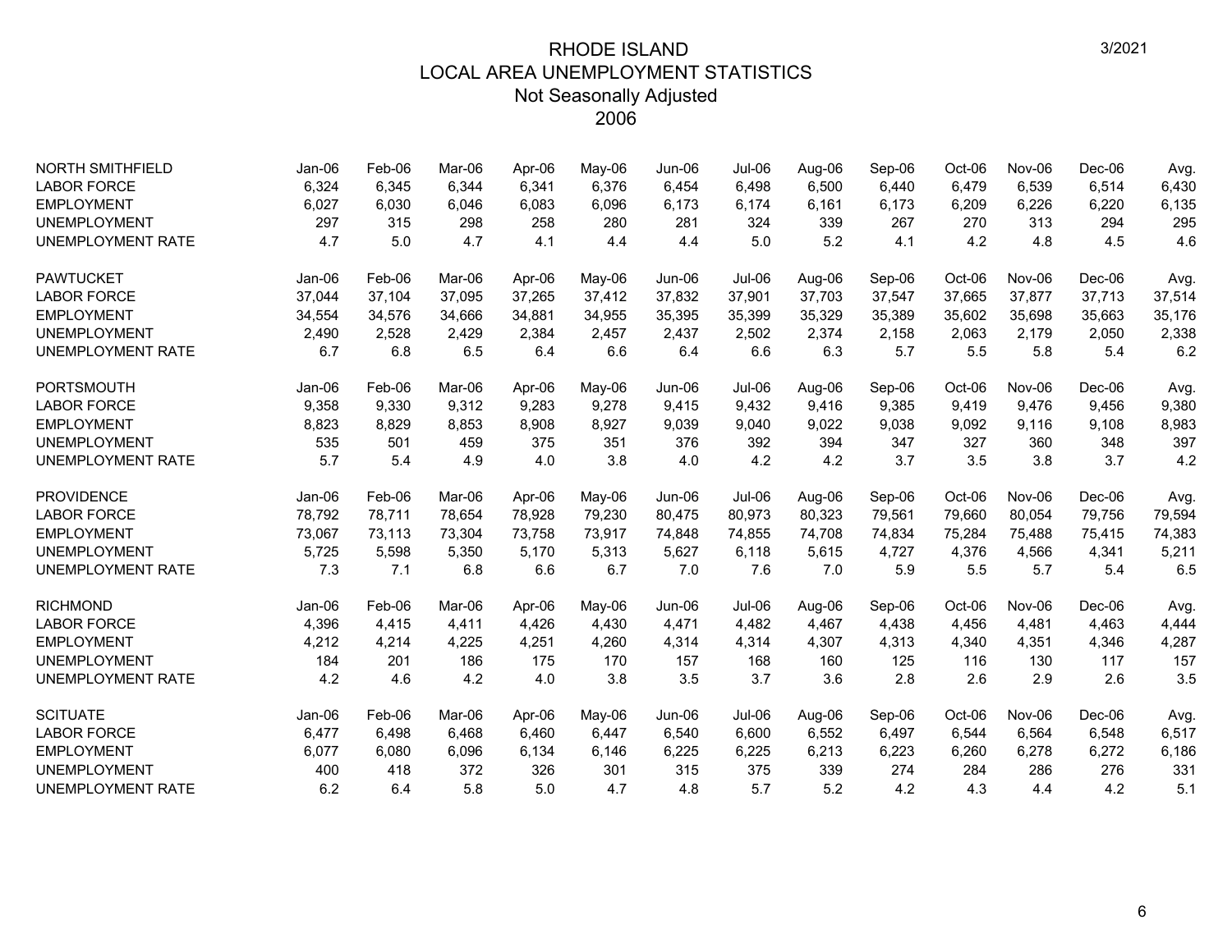# RHODE ISLAND
## LOCAL AREA UNEMPLOYMENT STATISTICS
### Not Seasonally Adjusted
### 2006

3/2021

| NORTH SMITHFIELD | Jan-06 | Feb-06 | Mar-06 | Apr-06 | May-06 | Jun-06 | Jul-06 | Aug-06 | Sep-06 | Oct-06 | Nov-06 | Dec-06 | Avg. |
|---|---|---|---|---|---|---|---|---|---|---|---|---|---|
| LABOR FORCE | 6,324 | 6,345 | 6,344 | 6,341 | 6,376 | 6,454 | 6,498 | 6,500 | 6,440 | 6,479 | 6,539 | 6,514 | 6,430 |
| EMPLOYMENT | 6,027 | 6,030 | 6,046 | 6,083 | 6,096 | 6,173 | 6,174 | 6,161 | 6,173 | 6,209 | 6,226 | 6,220 | 6,135 |
| UNEMPLOYMENT | 297 | 315 | 298 | 258 | 280 | 281 | 324 | 339 | 267 | 270 | 313 | 294 | 295 |
| UNEMPLOYMENT RATE | 4.7 | 5.0 | 4.7 | 4.1 | 4.4 | 4.4 | 5.0 | 5.2 | 4.1 | 4.2 | 4.8 | 4.5 | 4.6 |

| PAWTUCKET | Jan-06 | Feb-06 | Mar-06 | Apr-06 | May-06 | Jun-06 | Jul-06 | Aug-06 | Sep-06 | Oct-06 | Nov-06 | Dec-06 | Avg. |
|---|---|---|---|---|---|---|---|---|---|---|---|---|---|
| LABOR FORCE | 37,044 | 37,104 | 37,095 | 37,265 | 37,412 | 37,832 | 37,901 | 37,703 | 37,547 | 37,665 | 37,877 | 37,713 | 37,514 |
| EMPLOYMENT | 34,554 | 34,576 | 34,666 | 34,881 | 34,955 | 35,395 | 35,399 | 35,329 | 35,389 | 35,602 | 35,698 | 35,663 | 35,176 |
| UNEMPLOYMENT | 2,490 | 2,528 | 2,429 | 2,384 | 2,457 | 2,437 | 2,502 | 2,374 | 2,158 | 2,063 | 2,179 | 2,050 | 2,338 |
| UNEMPLOYMENT RATE | 6.7 | 6.8 | 6.5 | 6.4 | 6.6 | 6.4 | 6.6 | 6.3 | 5.7 | 5.5 | 5.8 | 5.4 | 6.2 |

| PORTSMOUTH | Jan-06 | Feb-06 | Mar-06 | Apr-06 | May-06 | Jun-06 | Jul-06 | Aug-06 | Sep-06 | Oct-06 | Nov-06 | Dec-06 | Avg. |
|---|---|---|---|---|---|---|---|---|---|---|---|---|---|
| LABOR FORCE | 9,358 | 9,330 | 9,312 | 9,283 | 9,278 | 9,415 | 9,432 | 9,416 | 9,385 | 9,419 | 9,476 | 9,456 | 9,380 |
| EMPLOYMENT | 8,823 | 8,829 | 8,853 | 8,908 | 8,927 | 9,039 | 9,040 | 9,022 | 9,038 | 9,092 | 9,116 | 9,108 | 8,983 |
| UNEMPLOYMENT | 535 | 501 | 459 | 375 | 351 | 376 | 392 | 394 | 347 | 327 | 360 | 348 | 397 |
| UNEMPLOYMENT RATE | 5.7 | 5.4 | 4.9 | 4.0 | 3.8 | 4.0 | 4.2 | 4.2 | 3.7 | 3.5 | 3.8 | 3.7 | 4.2 |

| PROVIDENCE | Jan-06 | Feb-06 | Mar-06 | Apr-06 | May-06 | Jun-06 | Jul-06 | Aug-06 | Sep-06 | Oct-06 | Nov-06 | Dec-06 | Avg. |
|---|---|---|---|---|---|---|---|---|---|---|---|---|---|
| LABOR FORCE | 78,792 | 78,711 | 78,654 | 78,928 | 79,230 | 80,475 | 80,973 | 80,323 | 79,561 | 79,660 | 80,054 | 79,756 | 79,594 |
| EMPLOYMENT | 73,067 | 73,113 | 73,304 | 73,758 | 73,917 | 74,848 | 74,855 | 74,708 | 74,834 | 75,284 | 75,488 | 75,415 | 74,383 |
| UNEMPLOYMENT | 5,725 | 5,598 | 5,350 | 5,170 | 5,313 | 5,627 | 6,118 | 5,615 | 4,727 | 4,376 | 4,566 | 4,341 | 5,211 |
| UNEMPLOYMENT RATE | 7.3 | 7.1 | 6.8 | 6.6 | 6.7 | 7.0 | 7.6 | 7.0 | 5.9 | 5.5 | 5.7 | 5.4 | 6.5 |

| RICHMOND | Jan-06 | Feb-06 | Mar-06 | Apr-06 | May-06 | Jun-06 | Jul-06 | Aug-06 | Sep-06 | Oct-06 | Nov-06 | Dec-06 | Avg. |
|---|---|---|---|---|---|---|---|---|---|---|---|---|---|
| LABOR FORCE | 4,396 | 4,415 | 4,411 | 4,426 | 4,430 | 4,471 | 4,482 | 4,467 | 4,438 | 4,456 | 4,481 | 4,463 | 4,444 |
| EMPLOYMENT | 4,212 | 4,214 | 4,225 | 4,251 | 4,260 | 4,314 | 4,314 | 4,307 | 4,313 | 4,340 | 4,351 | 4,346 | 4,287 |
| UNEMPLOYMENT | 184 | 201 | 186 | 175 | 170 | 157 | 168 | 160 | 125 | 116 | 130 | 117 | 157 |
| UNEMPLOYMENT RATE | 4.2 | 4.6 | 4.2 | 4.0 | 3.8 | 3.5 | 3.7 | 3.6 | 2.8 | 2.6 | 2.9 | 2.6 | 3.5 |

| SCITUATE | Jan-06 | Feb-06 | Mar-06 | Apr-06 | May-06 | Jun-06 | Jul-06 | Aug-06 | Sep-06 | Oct-06 | Nov-06 | Dec-06 | Avg. |
|---|---|---|---|---|---|---|---|---|---|---|---|---|---|
| LABOR FORCE | 6,477 | 6,498 | 6,468 | 6,460 | 6,447 | 6,540 | 6,600 | 6,552 | 6,497 | 6,544 | 6,564 | 6,548 | 6,517 |
| EMPLOYMENT | 6,077 | 6,080 | 6,096 | 6,134 | 6,146 | 6,225 | 6,225 | 6,213 | 6,223 | 6,260 | 6,278 | 6,272 | 6,186 |
| UNEMPLOYMENT | 400 | 418 | 372 | 326 | 301 | 315 | 375 | 339 | 274 | 284 | 286 | 276 | 331 |
| UNEMPLOYMENT RATE | 6.2 | 6.4 | 5.8 | 5.0 | 4.7 | 4.8 | 5.7 | 5.2 | 4.2 | 4.3 | 4.4 | 4.2 | 5.1 |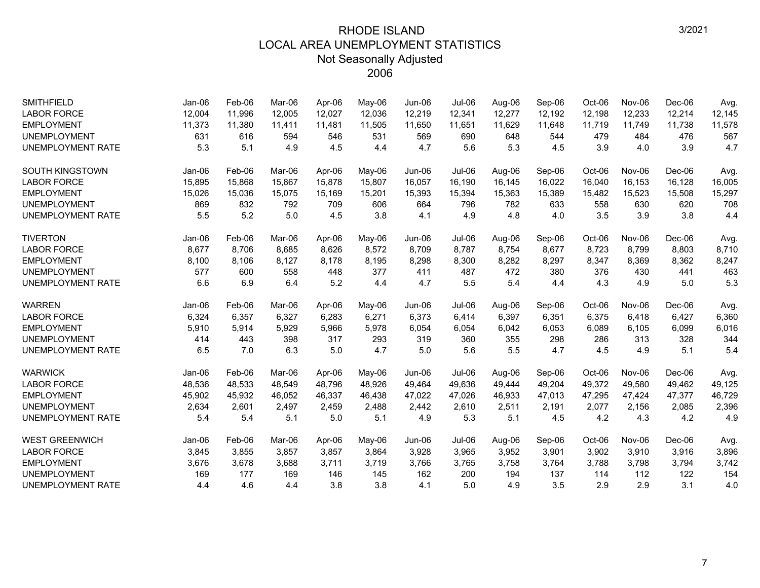# RHODE ISLAND
## LOCAL AREA UNEMPLOYMENT STATISTICS
### Not Seasonally Adjusted
### 2006

| SMITHFIELD | Jan-06 | Feb-06 | Mar-06 | Apr-06 | May-06 | Jun-06 | Jul-06 | Aug-06 | Sep-06 | Oct-06 | Nov-06 | Dec-06 | Avg. |
|---|---|---|---|---|---|---|---|---|---|---|---|---|---|
| LABOR FORCE | 12,004 | 11,996 | 12,005 | 12,027 | 12,036 | 12,219 | 12,341 | 12,277 | 12,192 | 12,198 | 12,233 | 12,214 | 12,145 |
| EMPLOYMENT | 11,373 | 11,380 | 11,411 | 11,481 | 11,505 | 11,650 | 11,651 | 11,629 | 11,648 | 11,719 | 11,749 | 11,738 | 11,578 |
| UNEMPLOYMENT | 631 | 616 | 594 | 546 | 531 | 569 | 690 | 648 | 544 | 479 | 484 | 476 | 567 |
| UNEMPLOYMENT RATE | 5.3 | 5.1 | 4.9 | 4.5 | 4.4 | 4.7 | 5.6 | 5.3 | 4.5 | 3.9 | 4.0 | 3.9 | 4.7 |

| SOUTH KINGSTOWN | Jan-06 | Feb-06 | Mar-06 | Apr-06 | May-06 | Jun-06 | Jul-06 | Aug-06 | Sep-06 | Oct-06 | Nov-06 | Dec-06 | Avg. |
|---|---|---|---|---|---|---|---|---|---|---|---|---|---|
| LABOR FORCE | 15,895 | 15,868 | 15,867 | 15,878 | 15,807 | 16,057 | 16,190 | 16,145 | 16,022 | 16,040 | 16,153 | 16,128 | 16,005 |
| EMPLOYMENT | 15,026 | 15,036 | 15,075 | 15,169 | 15,201 | 15,393 | 15,394 | 15,363 | 15,389 | 15,482 | 15,523 | 15,508 | 15,297 |
| UNEMPLOYMENT | 869 | 832 | 792 | 709 | 606 | 664 | 796 | 782 | 633 | 558 | 630 | 620 | 708 |
| UNEMPLOYMENT RATE | 5.5 | 5.2 | 5.0 | 4.5 | 3.8 | 4.1 | 4.9 | 4.8 | 4.0 | 3.5 | 3.9 | 3.8 | 4.4 |

| TIVERTON | Jan-06 | Feb-06 | Mar-06 | Apr-06 | May-06 | Jun-06 | Jul-06 | Aug-06 | Sep-06 | Oct-06 | Nov-06 | Dec-06 | Avg. |
|---|---|---|---|---|---|---|---|---|---|---|---|---|---|
| LABOR FORCE | 8,677 | 8,706 | 8,685 | 8,626 | 8,572 | 8,709 | 8,787 | 8,754 | 8,677 | 8,723 | 8,799 | 8,803 | 8,710 |
| EMPLOYMENT | 8,100 | 8,106 | 8,127 | 8,178 | 8,195 | 8,298 | 8,300 | 8,282 | 8,297 | 8,347 | 8,369 | 8,362 | 8,247 |
| UNEMPLOYMENT | 577 | 600 | 558 | 448 | 377 | 411 | 487 | 472 | 380 | 376 | 430 | 441 | 463 |
| UNEMPLOYMENT RATE | 6.6 | 6.9 | 6.4 | 5.2 | 4.4 | 4.7 | 5.5 | 5.4 | 4.4 | 4.3 | 4.9 | 5.0 | 5.3 |

| WARREN | Jan-06 | Feb-06 | Mar-06 | Apr-06 | May-06 | Jun-06 | Jul-06 | Aug-06 | Sep-06 | Oct-06 | Nov-06 | Dec-06 | Avg. |
|---|---|---|---|---|---|---|---|---|---|---|---|---|---|
| LABOR FORCE | 6,324 | 6,357 | 6,327 | 6,283 | 6,271 | 6,373 | 6,414 | 6,397 | 6,351 | 6,375 | 6,418 | 6,427 | 6,360 |
| EMPLOYMENT | 5,910 | 5,914 | 5,929 | 5,966 | 5,978 | 6,054 | 6,054 | 6,042 | 6,053 | 6,089 | 6,105 | 6,099 | 6,016 |
| UNEMPLOYMENT | 414 | 443 | 398 | 317 | 293 | 319 | 360 | 355 | 298 | 286 | 313 | 328 | 344 |
| UNEMPLOYMENT RATE | 6.5 | 7.0 | 6.3 | 5.0 | 4.7 | 5.0 | 5.6 | 5.5 | 4.7 | 4.5 | 4.9 | 5.1 | 5.4 |

| WARWICK | Jan-06 | Feb-06 | Mar-06 | Apr-06 | May-06 | Jun-06 | Jul-06 | Aug-06 | Sep-06 | Oct-06 | Nov-06 | Dec-06 | Avg. |
|---|---|---|---|---|---|---|---|---|---|---|---|---|---|
| LABOR FORCE | 48,536 | 48,533 | 48,549 | 48,796 | 48,926 | 49,464 | 49,636 | 49,444 | 49,204 | 49,372 | 49,580 | 49,462 | 49,125 |
| EMPLOYMENT | 45,902 | 45,932 | 46,052 | 46,337 | 46,438 | 47,022 | 47,026 | 46,933 | 47,013 | 47,295 | 47,424 | 47,377 | 46,729 |
| UNEMPLOYMENT | 2,634 | 2,601 | 2,497 | 2,459 | 2,488 | 2,442 | 2,610 | 2,511 | 2,191 | 2,077 | 2,156 | 2,085 | 2,396 |
| UNEMPLOYMENT RATE | 5.4 | 5.4 | 5.1 | 5.0 | 5.1 | 4.9 | 5.3 | 5.1 | 4.5 | 4.2 | 4.3 | 4.2 | 4.9 |

| WEST GREENWICH | Jan-06 | Feb-06 | Mar-06 | Apr-06 | May-06 | Jun-06 | Jul-06 | Aug-06 | Sep-06 | Oct-06 | Nov-06 | Dec-06 | Avg. |
|---|---|---|---|---|---|---|---|---|---|---|---|---|---|
| LABOR FORCE | 3,845 | 3,855 | 3,857 | 3,857 | 3,864 | 3,928 | 3,965 | 3,952 | 3,901 | 3,902 | 3,910 | 3,916 | 3,896 |
| EMPLOYMENT | 3,676 | 3,678 | 3,688 | 3,711 | 3,719 | 3,766 | 3,765 | 3,758 | 3,764 | 3,788 | 3,798 | 3,794 | 3,742 |
| UNEMPLOYMENT | 169 | 177 | 169 | 146 | 145 | 162 | 200 | 194 | 137 | 114 | 112 | 122 | 154 |
| UNEMPLOYMENT RATE | 4.4 | 4.6 | 4.4 | 3.8 | 3.8 | 4.1 | 5.0 | 4.9 | 3.5 | 2.9 | 2.9 | 3.1 | 4.0 |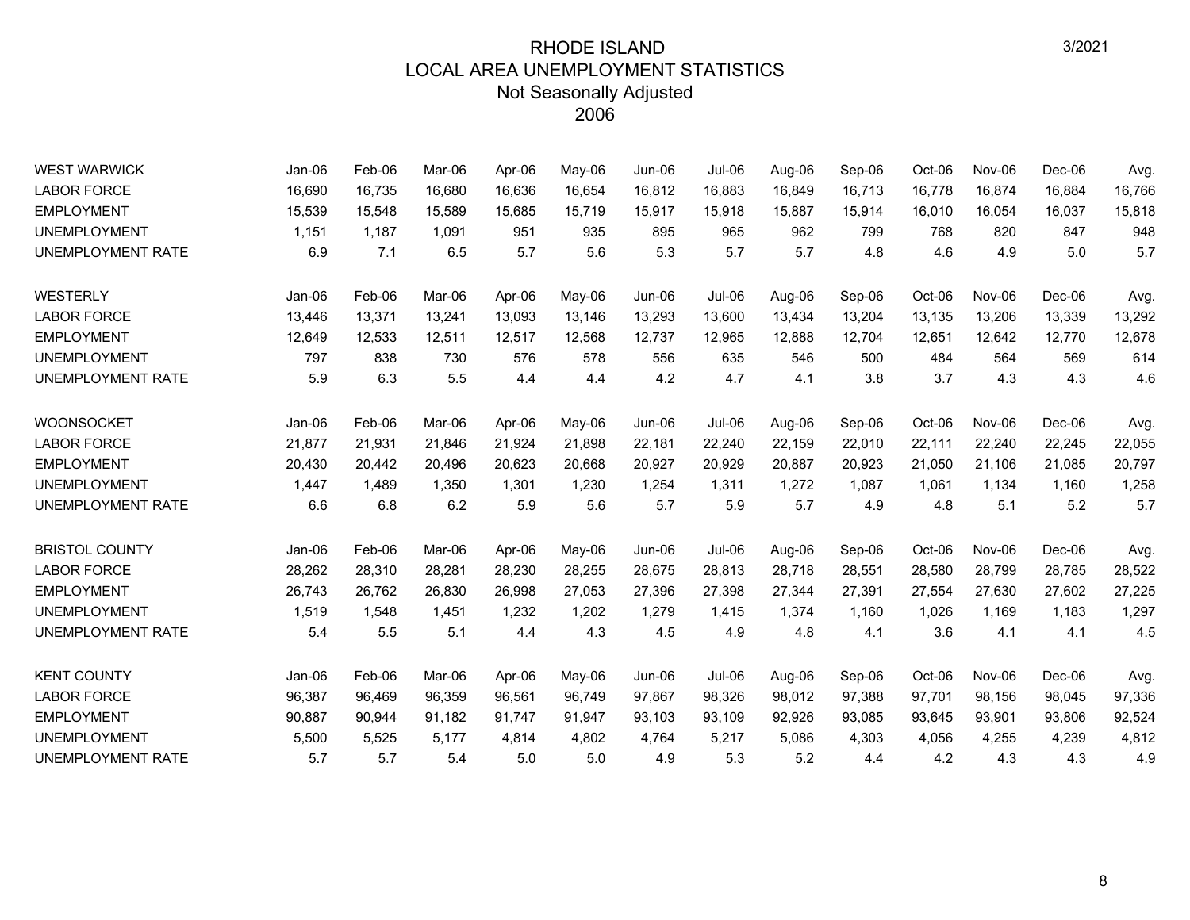# RHODE ISLAND
## LOCAL AREA UNEMPLOYMENT STATISTICS
### Not Seasonally Adjusted
### 2006

3/2021

| WEST WARWICK | Jan-06 | Feb-06 | Mar-06 | Apr-06 | May-06 | Jun-06 | Jul-06 | Aug-06 | Sep-06 | Oct-06 | Nov-06 | Dec-06 | Avg. |
|---|---|---|---|---|---|---|---|---|---|---|---|---|---|
| LABOR FORCE | 16,690 | 16,735 | 16,680 | 16,636 | 16,654 | 16,812 | 16,883 | 16,849 | 16,713 | 16,778 | 16,874 | 16,884 | 16,766 |
| EMPLOYMENT | 15,539 | 15,548 | 15,589 | 15,685 | 15,719 | 15,917 | 15,918 | 15,887 | 15,914 | 16,010 | 16,054 | 16,037 | 15,818 |
| UNEMPLOYMENT | 1,151 | 1,187 | 1,091 | 951 | 935 | 895 | 965 | 962 | 799 | 768 | 820 | 847 | 948 |
| UNEMPLOYMENT RATE | 6.9 | 7.1 | 6.5 | 5.7 | 5.6 | 5.3 | 5.7 | 5.7 | 4.8 | 4.6 | 4.9 | 5.0 | 5.7 |

| WESTERLY | Jan-06 | Feb-06 | Mar-06 | Apr-06 | May-06 | Jun-06 | Jul-06 | Aug-06 | Sep-06 | Oct-06 | Nov-06 | Dec-06 | Avg. |
|---|---|---|---|---|---|---|---|---|---|---|---|---|---|
| LABOR FORCE | 13,446 | 13,371 | 13,241 | 13,093 | 13,146 | 13,293 | 13,600 | 13,434 | 13,204 | 13,135 | 13,206 | 13,339 | 13,292 |
| EMPLOYMENT | 12,649 | 12,533 | 12,511 | 12,517 | 12,568 | 12,737 | 12,965 | 12,888 | 12,704 | 12,651 | 12,642 | 12,770 | 12,678 |
| UNEMPLOYMENT | 797 | 838 | 730 | 576 | 578 | 556 | 635 | 546 | 500 | 484 | 564 | 569 | 614 |
| UNEMPLOYMENT RATE | 5.9 | 6.3 | 5.5 | 4.4 | 4.4 | 4.2 | 4.7 | 4.1 | 3.8 | 3.7 | 4.3 | 4.3 | 4.6 |

| WOONSOCKET | Jan-06 | Feb-06 | Mar-06 | Apr-06 | May-06 | Jun-06 | Jul-06 | Aug-06 | Sep-06 | Oct-06 | Nov-06 | Dec-06 | Avg. |
|---|---|---|---|---|---|---|---|---|---|---|---|---|---|
| LABOR FORCE | 21,877 | 21,931 | 21,846 | 21,924 | 21,898 | 22,181 | 22,240 | 22,159 | 22,010 | 22,111 | 22,240 | 22,245 | 22,055 |
| EMPLOYMENT | 20,430 | 20,442 | 20,496 | 20,623 | 20,668 | 20,927 | 20,929 | 20,887 | 20,923 | 21,050 | 21,106 | 21,085 | 20,797 |
| UNEMPLOYMENT | 1,447 | 1,489 | 1,350 | 1,301 | 1,230 | 1,254 | 1,311 | 1,272 | 1,087 | 1,061 | 1,134 | 1,160 | 1,258 |
| UNEMPLOYMENT RATE | 6.6 | 6.8 | 6.2 | 5.9 | 5.6 | 5.7 | 5.9 | 5.7 | 4.9 | 4.8 | 5.1 | 5.2 | 5.7 |

| BRISTOL COUNTY | Jan-06 | Feb-06 | Mar-06 | Apr-06 | May-06 | Jun-06 | Jul-06 | Aug-06 | Sep-06 | Oct-06 | Nov-06 | Dec-06 | Avg. |
|---|---|---|---|---|---|---|---|---|---|---|---|---|---|
| LABOR FORCE | 28,262 | 28,310 | 28,281 | 28,230 | 28,255 | 28,675 | 28,813 | 28,718 | 28,551 | 28,580 | 28,799 | 28,785 | 28,522 |
| EMPLOYMENT | 26,743 | 26,762 | 26,830 | 26,998 | 27,053 | 27,396 | 27,398 | 27,344 | 27,391 | 27,554 | 27,630 | 27,602 | 27,225 |
| UNEMPLOYMENT | 1,519 | 1,548 | 1,451 | 1,232 | 1,202 | 1,279 | 1,415 | 1,374 | 1,160 | 1,026 | 1,169 | 1,183 | 1,297 |
| UNEMPLOYMENT RATE | 5.4 | 5.5 | 5.1 | 4.4 | 4.3 | 4.5 | 4.9 | 4.8 | 4.1 | 3.6 | 4.1 | 4.1 | 4.5 |

| KENT COUNTY | Jan-06 | Feb-06 | Mar-06 | Apr-06 | May-06 | Jun-06 | Jul-06 | Aug-06 | Sep-06 | Oct-06 | Nov-06 | Dec-06 | Avg. |
|---|---|---|---|---|---|---|---|---|---|---|---|---|---|
| LABOR FORCE | 96,387 | 96,469 | 96,359 | 96,561 | 96,749 | 97,867 | 98,326 | 98,012 | 97,388 | 97,701 | 98,156 | 98,045 | 97,336 |
| EMPLOYMENT | 90,887 | 90,944 | 91,182 | 91,747 | 91,947 | 93,103 | 93,109 | 92,926 | 93,085 | 93,645 | 93,901 | 93,806 | 92,524 |
| UNEMPLOYMENT | 5,500 | 5,525 | 5,177 | 4,814 | 4,802 | 4,764 | 5,217 | 5,086 | 4,303 | 4,056 | 4,255 | 4,239 | 4,812 |
| UNEMPLOYMENT RATE | 5.7 | 5.7 | 5.4 | 5.0 | 5.0 | 4.9 | 5.3 | 5.2 | 4.4 | 4.2 | 4.3 | 4.3 | 4.9 |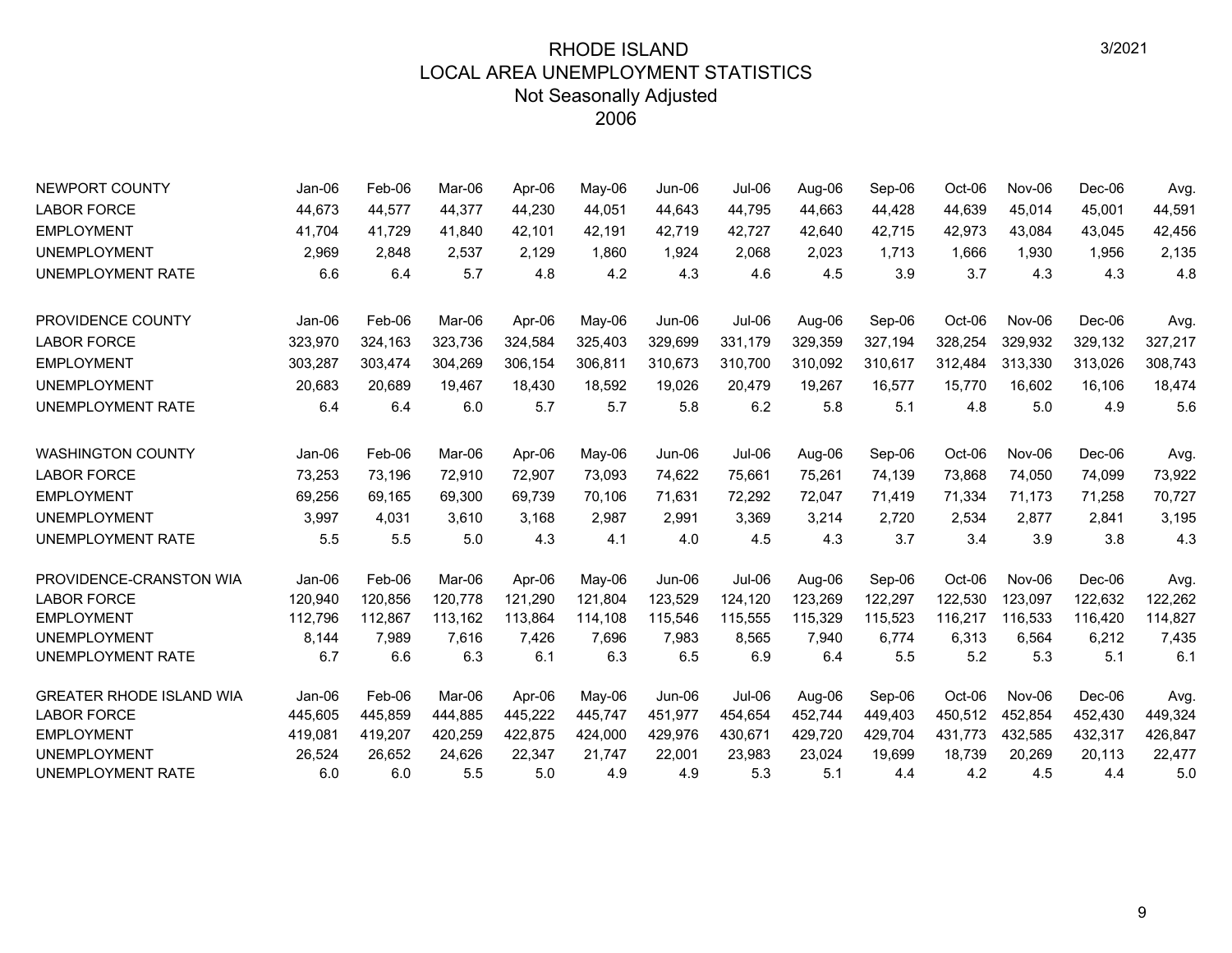# RHODE ISLAND
## LOCAL AREA UNEMPLOYMENT STATISTICS
### Not Seasonally Adjusted
### 2006

3/2021

| NEWPORT COUNTY | Jan-06 | Feb-06 | Mar-06 | Apr-06 | May-06 | Jun-06 | Jul-06 | Aug-06 | Sep-06 | Oct-06 | Nov-06 | Dec-06 | Avg. |
|---|---|---|---|---|---|---|---|---|---|---|---|---|---|
| LABOR FORCE | 44,673 | 44,577 | 44,377 | 44,230 | 44,051 | 44,643 | 44,795 | 44,663 | 44,428 | 44,639 | 45,014 | 45,001 | 44,591 |
| EMPLOYMENT | 41,704 | 41,729 | 41,840 | 42,101 | 42,191 | 42,719 | 42,727 | 42,640 | 42,715 | 42,973 | 43,084 | 43,045 | 42,456 |
| UNEMPLOYMENT | 2,969 | 2,848 | 2,537 | 2,129 | 1,860 | 1,924 | 2,068 | 2,023 | 1,713 | 1,666 | 1,930 | 1,956 | 2,135 |
| UNEMPLOYMENT RATE | 6.6 | 6.4 | 5.7 | 4.8 | 4.2 | 4.3 | 4.6 | 4.5 | 3.9 | 3.7 | 4.3 | 4.3 | 4.8 |

| PROVIDENCE COUNTY | Jan-06 | Feb-06 | Mar-06 | Apr-06 | May-06 | Jun-06 | Jul-06 | Aug-06 | Sep-06 | Oct-06 | Nov-06 | Dec-06 | Avg. |
|---|---|---|---|---|---|---|---|---|---|---|---|---|---|
| LABOR FORCE | 323,970 | 324,163 | 323,736 | 324,584 | 325,403 | 329,699 | 331,179 | 329,359 | 327,194 | 328,254 | 329,932 | 329,132 | 327,217 |
| EMPLOYMENT | 303,287 | 303,474 | 304,269 | 306,154 | 306,811 | 310,673 | 310,700 | 310,092 | 310,617 | 312,484 | 313,330 | 313,026 | 308,743 |
| UNEMPLOYMENT | 20,683 | 20,689 | 19,467 | 18,430 | 18,592 | 19,026 | 20,479 | 19,267 | 16,577 | 15,770 | 16,602 | 16,106 | 18,474 |
| UNEMPLOYMENT RATE | 6.4 | 6.4 | 6.0 | 5.7 | 5.7 | 5.8 | 6.2 | 5.8 | 5.1 | 4.8 | 5.0 | 4.9 | 5.6 |

| WASHINGTON COUNTY | Jan-06 | Feb-06 | Mar-06 | Apr-06 | May-06 | Jun-06 | Jul-06 | Aug-06 | Sep-06 | Oct-06 | Nov-06 | Dec-06 | Avg. |
|---|---|---|---|---|---|---|---|---|---|---|---|---|---|
| LABOR FORCE | 73,253 | 73,196 | 72,910 | 72,907 | 73,093 | 74,622 | 75,661 | 75,261 | 74,139 | 73,868 | 74,050 | 74,099 | 73,922 |
| EMPLOYMENT | 69,256 | 69,165 | 69,300 | 69,739 | 70,106 | 71,631 | 72,292 | 72,047 | 71,419 | 71,334 | 71,173 | 71,258 | 70,727 |
| UNEMPLOYMENT | 3,997 | 4,031 | 3,610 | 3,168 | 2,987 | 2,991 | 3,369 | 3,214 | 2,720 | 2,534 | 2,877 | 2,841 | 3,195 |
| UNEMPLOYMENT RATE | 5.5 | 5.5 | 5.0 | 4.3 | 4.1 | 4.0 | 4.5 | 4.3 | 3.7 | 3.4 | 3.9 | 3.8 | 4.3 |

| PROVIDENCE-CRANSTON WIA | Jan-06 | Feb-06 | Mar-06 | Apr-06 | May-06 | Jun-06 | Jul-06 | Aug-06 | Sep-06 | Oct-06 | Nov-06 | Dec-06 | Avg. |
|---|---|---|---|---|---|---|---|---|---|---|---|---|---|
| LABOR FORCE | 120,940 | 120,856 | 120,778 | 121,290 | 121,804 | 123,529 | 124,120 | 123,269 | 122,297 | 122,530 | 123,097 | 122,632 | 122,262 |
| EMPLOYMENT | 112,796 | 112,867 | 113,162 | 113,864 | 114,108 | 115,546 | 115,555 | 115,329 | 115,523 | 116,217 | 116,533 | 116,420 | 114,827 |
| UNEMPLOYMENT | 8,144 | 7,989 | 7,616 | 7,426 | 7,696 | 7,983 | 8,565 | 7,940 | 6,774 | 6,313 | 6,564 | 6,212 | 7,435 |
| UNEMPLOYMENT RATE | 6.7 | 6.6 | 6.3 | 6.1 | 6.3 | 6.5 | 6.9 | 6.4 | 5.5 | 5.2 | 5.3 | 5.1 | 6.1 |

| GREATER RHODE ISLAND WIA | Jan-06 | Feb-06 | Mar-06 | Apr-06 | May-06 | Jun-06 | Jul-06 | Aug-06 | Sep-06 | Oct-06 | Nov-06 | Dec-06 | Avg. |
|---|---|---|---|---|---|---|---|---|---|---|---|---|---|
| LABOR FORCE | 445,605 | 445,859 | 444,885 | 445,222 | 445,747 | 451,977 | 454,654 | 452,744 | 449,403 | 450,512 | 452,854 | 452,430 | 449,324 |
| EMPLOYMENT | 419,081 | 419,207 | 420,259 | 422,875 | 424,000 | 429,976 | 430,671 | 429,720 | 429,704 | 431,773 | 432,585 | 432,317 | 426,847 |
| UNEMPLOYMENT | 26,524 | 26,652 | 24,626 | 22,347 | 21,747 | 22,001 | 23,983 | 23,024 | 19,699 | 18,739 | 20,269 | 20,113 | 22,477 |
| UNEMPLOYMENT RATE | 6.0 | 6.0 | 5.5 | 5.0 | 4.9 | 4.9 | 5.3 | 5.1 | 4.4 | 4.2 | 4.5 | 4.4 | 5.0 |